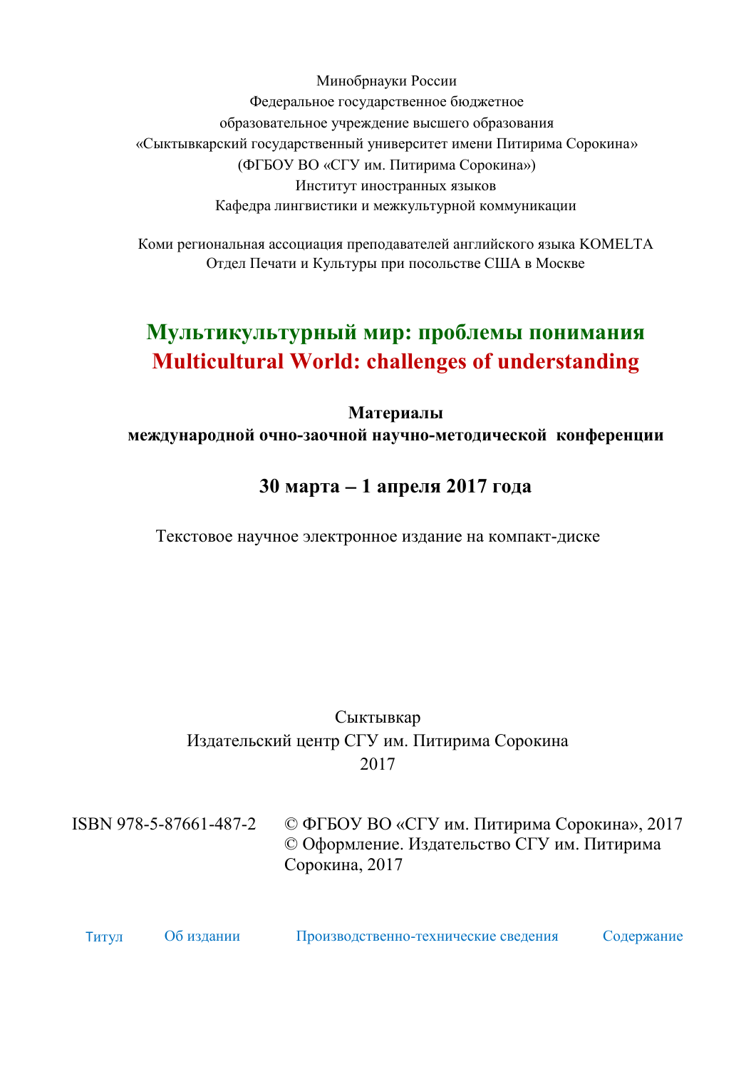Минобрнауки России
Федеральное государственное бюджетное
образовательное учреждение высшего образования
«Сыктывкарский государственный университет имени Питирима Сорокина»
(ФГБОУ ВО «СГУ им. Питирима Сорокина»)
Институт иностранных языков
Кафедра лингвистики и межкультурной коммуникации

Коми региональная ассоциация преподавателей английского языка KOMELTA
Отдел Печати и Культуры при посольстве США в Москве

# Мультикультурный мир: проблемы понимания
# Multicultural World: challenges of understanding

**Материалы**
**международной очно-заочной научно-методической конференции**

**30 марта – 1 апреля 2017 года**

Текстовое научное электронное издание на компакт-диске

Сыктывкар
Издательский центр СГУ им. Питирима Сорокина
2017

ISBN 978-5-87661-487-2

© ФГБОУ ВО «СГУ им. Питирима Сорокина», 2017
© Оформление. Издательство СГУ им. Питирима Сорокина, 2017

Титул | Об издании | Производственно-технические сведения | Содержание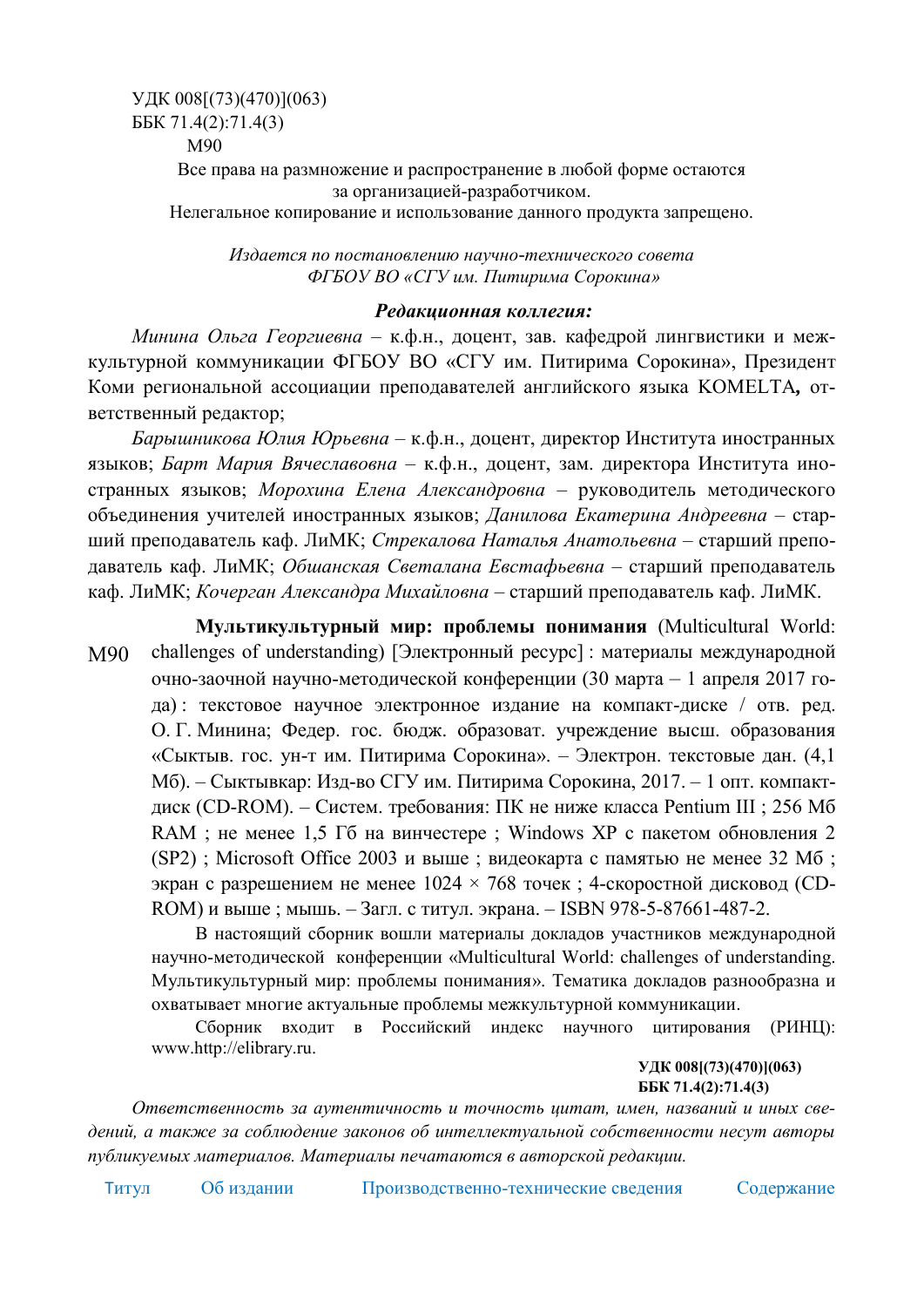УДК 008[(73)(470)](063)
ББК 71.4(2):71.4(3)
М90

Все права на размножение и распространение в любой форме остаются за организацией-разработчиком.
Нелегальное копирование и использование данного продукта запрещено.

*Издается по постановлению научно-технического совета ФГБОУ ВО «СГУ им. Питирима Сорокина»*

***Редакционная коллегия:***

*Минина Ольга Георгиевна* – к.ф.н., доцент, зав. кафедрой лингвистики и межкультурной коммуникации ФГБОУ ВО «СГУ им. Питирима Сорокина», Президент Коми региональной ассоциации преподавателей английского языка KOMELTA**,** ответственный редактор;

*Барышникова Юлия Юрьевна* – к.ф.н., доцент, директор Института иностранных языков; *Барт Мария Вячеславовна* – к.ф.н., доцент, зам. директора Института иностранных языков; *Морохина Елена Александровна* – руководитель методического объединения учителей иностранных языков; *Данилова Екатерина Андреевна* – старший преподаватель каф. ЛиМК; *Стрекалова Наталья Анатольевна* – старший преподаватель каф. ЛиМК; *Обшанская Светалана Евстафьевна* – старший преподаватель каф. ЛиМК; *Кочерган Александра Михайловна* – старший преподаватель каф. ЛиМК.

М90 **Мультикультурный мир: проблемы понимания** (Multicultural World: challenges of understanding) [Электронный ресурс] : материалы международной очно-заочной научно-методической конференции (30 марта – 1 апреля 2017 года) : текстовое научное электронное издание на компакт-диске / отв. ред. О. Г. Минина; Федер. гос. бюдж. образоват. учреждение высш. образования «Сыктыв. гос. ун-т им. Питирима Сорокина». – Электрон. текстовые дан. (4,1 Мб). – Сыктывкар: Изд-во СГУ им. Питирима Сорокина, 2017. – 1 опт. компакт-диск (CD-ROM). – Систем. требования: ПК не ниже класса Pentium III ; 256 Мб RAM ; не менее 1,5 Гб на винчестере ; Windows XP с пакетом обновления 2 (SP2) ; Microsoft Office 2003 и выше ; видеокарта с памятью не менее 32 Мб ; экран с разрешением не менее 1024 × 768 точек ; 4-скоростной дисковод (CD-ROM) и выше ; мышь. – Загл. с титул. экрана. – ISBN 978-5-87661-487-2.

В настоящий сборник вошли материалы докладов участников международной научно-методической конференции «Multicultural World: challenges of understanding. Мультикультурный мир: проблемы понимания». Тематика докладов разнообразна и охватывает многие актуальные проблемы межкультурной коммуникации.

Сборник входит в Российский индекс научного цитирования (РИНЦ): www.http://elibrary.ru.

**УДК 008[(73)(470)](063)**
**ББК 71.4(2):71.4(3)**

*Ответственность за аутентичность и точность цитат, имен, названий и иных сведений, а также за соблюдение законов об интеллектуальной собственности несут авторы публикуемых материалов. Материалы печатаются в авторской редакции.*

Титул Об издании Производственно-технические сведения Содержание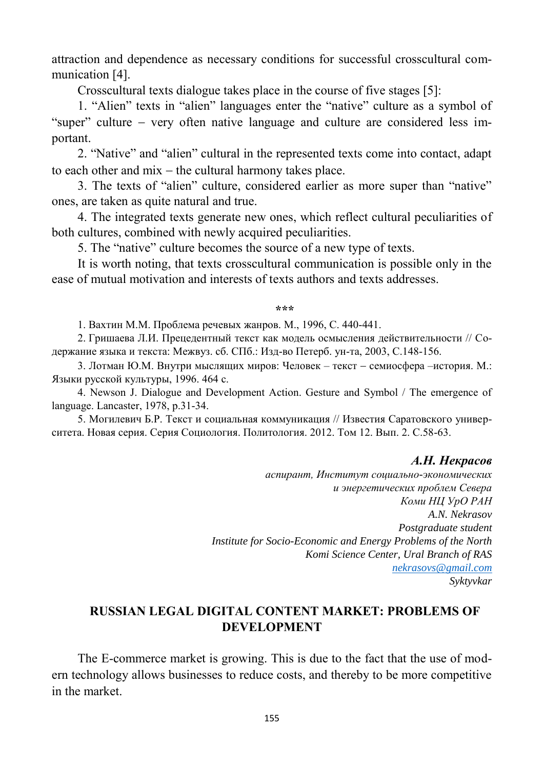attraction and dependence as necessary conditions for successful crosscultural communication [4].

Crosscultural texts dialogue takes place in the course of five stages [5]:

1. "Alien" texts in "alien" languages enter the "native" culture as a symbol of "super" culture – very often native language and culture are considered less important.

2. "Native" and "alien" cultural in the represented texts come into contact, adapt to each other and mix – the cultural harmony takes place.

3. The texts of "alien" culture, considered earlier as more super than "native" ones, are taken as quite natural and true.

4. The integrated texts generate new ones, which reflect cultural peculiarities of both cultures, combined with newly acquired peculiarities.

5. The "native" culture becomes the source of a new type of texts.

It is worth noting, that texts crosscultural communication is possible only in the ease of mutual motivation and interests of texts authors and texts addresses.

***

1. Вахтин М.М. Проблема речевых жанров. М., 1996, С. 440-441.

2. Гришаева Л.И. Прецедентный текст как модель осмысления действительности // Содержание языка и текста: Межвуз. сб. СПб.: Изд-во Петерб. ун-та, 2003, С.148-156.

3. Лотман Ю.М. Внутри мыслящих миров: Человек – текст – семиосфера –история. М.: Языки русской культуры, 1996. 464 с.

4. Newson J. Dialogue and Development Action. Gesture and Symbol / The emergence of language. Lancaster, 1978, p.31-34.

5. Могилевич Б.Р. Текст и социальная коммуникация // Известия Саратовского университета. Новая серия. Серия Социология. Политология. 2012. Том 12. Вып. 2. С.58-63.

***А.Н. Некрасов***
*аспирант, Институт социально-экономических и энергетических проблем Севера*
*Коми НЦ УрО РАН*
*A.N. Nekrasov*
*Postgraduate student*
*Institute for Socio-Economic and Energy Problems of the North*
*Komi Science Center, Ural Branch of RAS*
*nekrasovs@gmail.com*
*Syktyvkar*

## RUSSIAN LEGAL DIGITAL CONTENT MARKET: PROBLEMS OF DEVELOPMENT

The E-commerce market is growing. This is due to the fact that the use of modern technology allows businesses to reduce costs, and thereby to be more competitive in the market.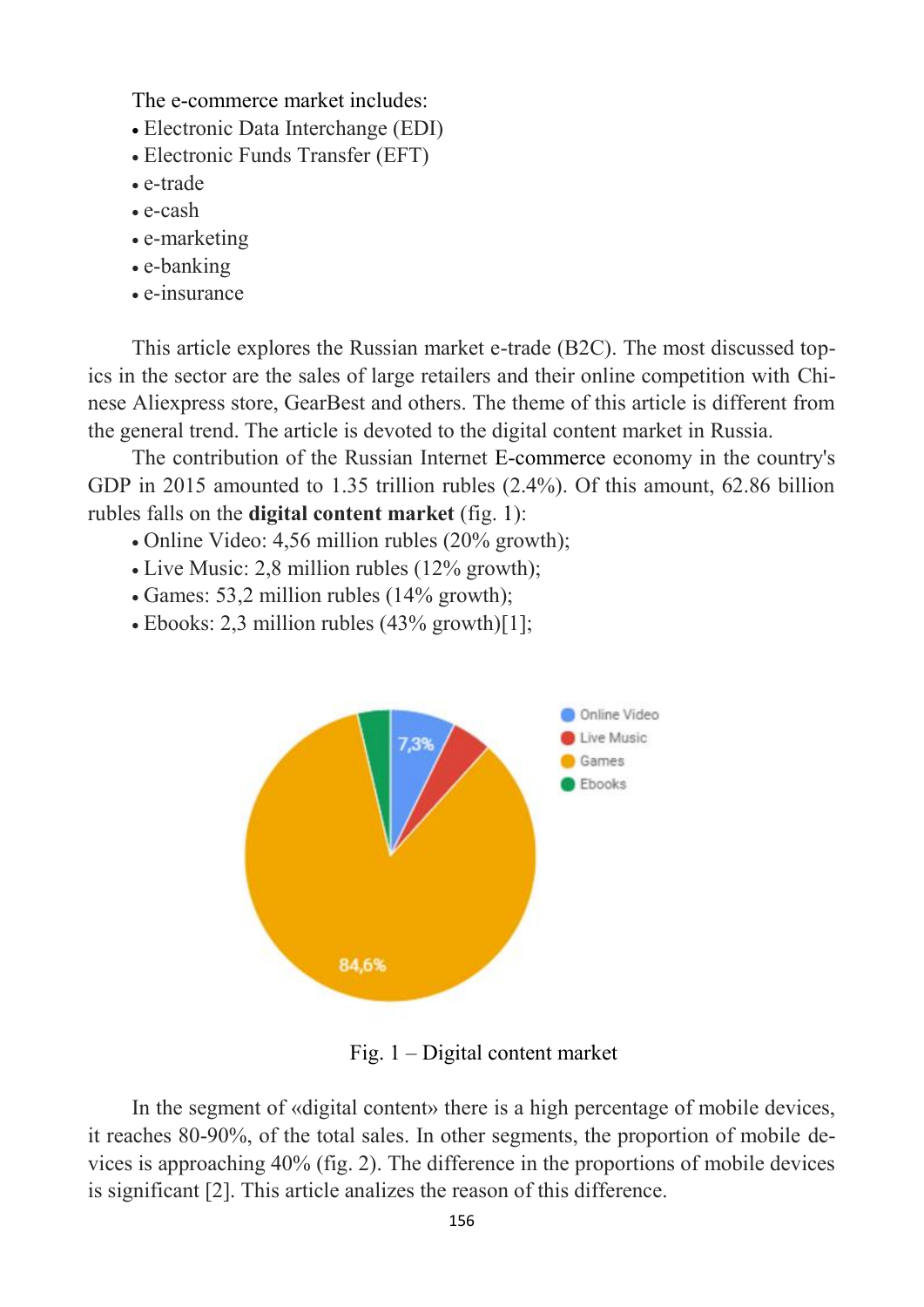The e-commerce market includes:

- Electronic Data Interchange (EDI)
- Electronic Funds Transfer (EFT)
- e-trade
- e-cash
- e-marketing
- e-banking
- e-insurance

This article explores the Russian market e-trade (B2C). The most discussed topics in the sector are the sales of large retailers and their online competition with Chinese Aliexpress store, GearBest and others. The theme of this article is different from the general trend. The article is devoted to the digital content market in Russia.

The contribution of the Russian Internet E-commerce economy in the country's GDP in 2015 amounted to 1.35 trillion rubles (2.4%). Of this amount, 62.86 billion rubles falls on the **digital content market** (fig. 1):

- Online Video: 4,56 million rubles (20% growth);
- Live Music: 2,8 million rubles (12% growth);
- Games: 53,2 million rubles (14% growth);
- Ebooks: 2,3 million rubles (43% growth)[1];

Fig. 1 – Digital content market

In the segment of «digital content» there is a high percentage of mobile devices, it reaches 80-90%, of the total sales. In other segments, the proportion of mobile devices is approaching 40% (fig. 2). The difference in the proportions of mobile devices is significant [2]. This article analizes the reason of this difference.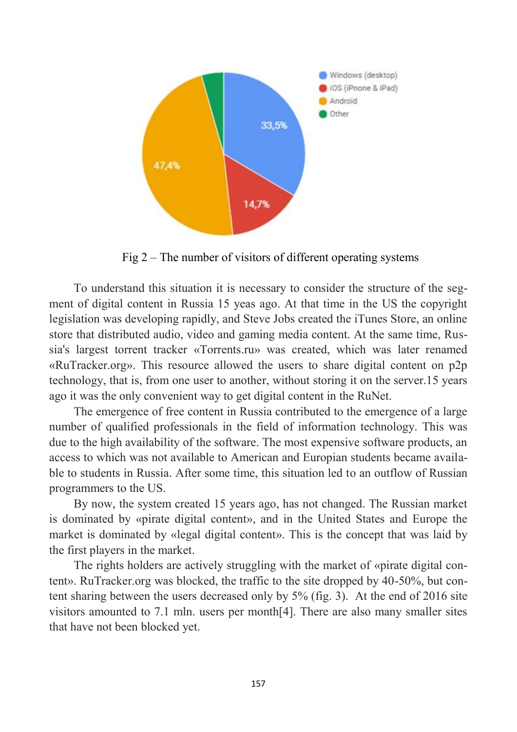Fig 2 – The number of visitors of different operating systems

To understand this situation it is necessary to consider the structure of the segment of digital content in Russia 15 yeas ago. At that time in the US the copyright legislation was developing rapidly, and Steve Jobs created the iTunes Store, an online store that distributed audio, video and gaming media content. At the same time, Russia's largest torrent tracker «Torrents.ru» was created, which was later renamed «RuTracker.org». This resource allowed the users to share digital content on p2p technology, that is, from one user to another, without storing it on the server.15 years ago it was the only convenient way to get digital content in the RuNet.

The emergence of free content in Russia contributed to the emergence of a large number of qualified professionals in the field of information technology. This was due to the high availability of the software. The most expensive software products, an access to which was not available to American and Europian students became available to students in Russia. After some time, this situation led to an outflow of Russian programmers to the US.

By now, the system created 15 years ago, has not changed. The Russian market is dominated by «pirate digital content», and in the United States and Europe the market is dominated by «legal digital content». This is the concept that was laid by the first players in the market.

The rights holders are actively struggling with the market of «pirate digital content». RuTracker.org was blocked, the traffic to the site dropped by 40-50%, but content sharing between the users decreased only by 5% (fig. 3). At the end of 2016 site visitors amounted to 7.1 mln. users per month[4]. There are also many smaller sites that have not been blocked yet.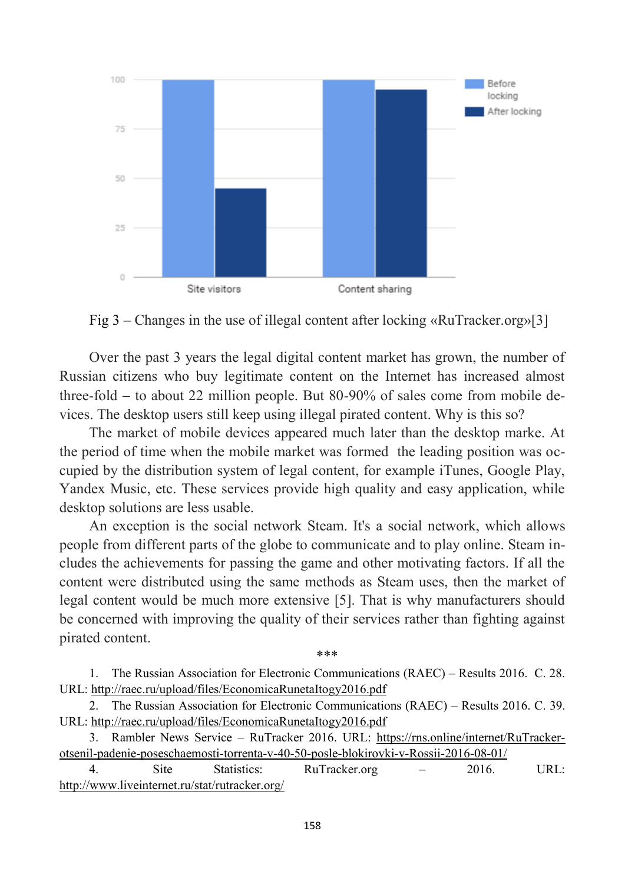Fig 3 – Changes in the use of illegal content after locking «RuTracker.org»[3]

Over the past 3 years the legal digital content market has grown, the number of Russian citizens who buy legitimate content on the Internet has increased almost three-fold – to about 22 million people. But 80-90% of sales come from mobile devices. The desktop users still keep using illegal pirated content. Why is this so?

The market of mobile devices appeared much later than the desktop marke. At the period of time when the mobile market was formed the leading position was occupied by the distribution system of legal content, for example iTunes, Google Play, Yandex Music, etc. These services provide high quality and easy application, while desktop solutions are less usable.

An exception is the social network Steam. It's a social network, which allows people from different parts of the globe to communicate and to play online. Steam includes the achievements for passing the game and other motivating factors. If all the content were distributed using the same methods as Steam uses, then the market of legal content would be much more extensive [5]. That is why manufacturers should be concerned with improving the quality of their services rather than fighting against pirated content.

\*\*\*

1. The Russian Association for Electronic Communications (RAEC) – Results 2016. C. 28. URL: http://raec.ru/upload/files/EconomicaRunetaItogy2016.pdf
2. The Russian Association for Electronic Communications (RAEC) – Results 2016. C. 39. URL: http://raec.ru/upload/files/EconomicaRunetaItogy2016.pdf
3. Rambler News Service – RuTracker 2016. URL: https://rns.online/internet/RuTracker-otsenil-padenie-poseschaemosti-torrenta-v-40-50-posle-blokirovki-v-Rossii-2016-08-01/
4. Site Statistics: RuTracker.org – 2016. URL: http://www.liveinternet.ru/stat/rutracker.org/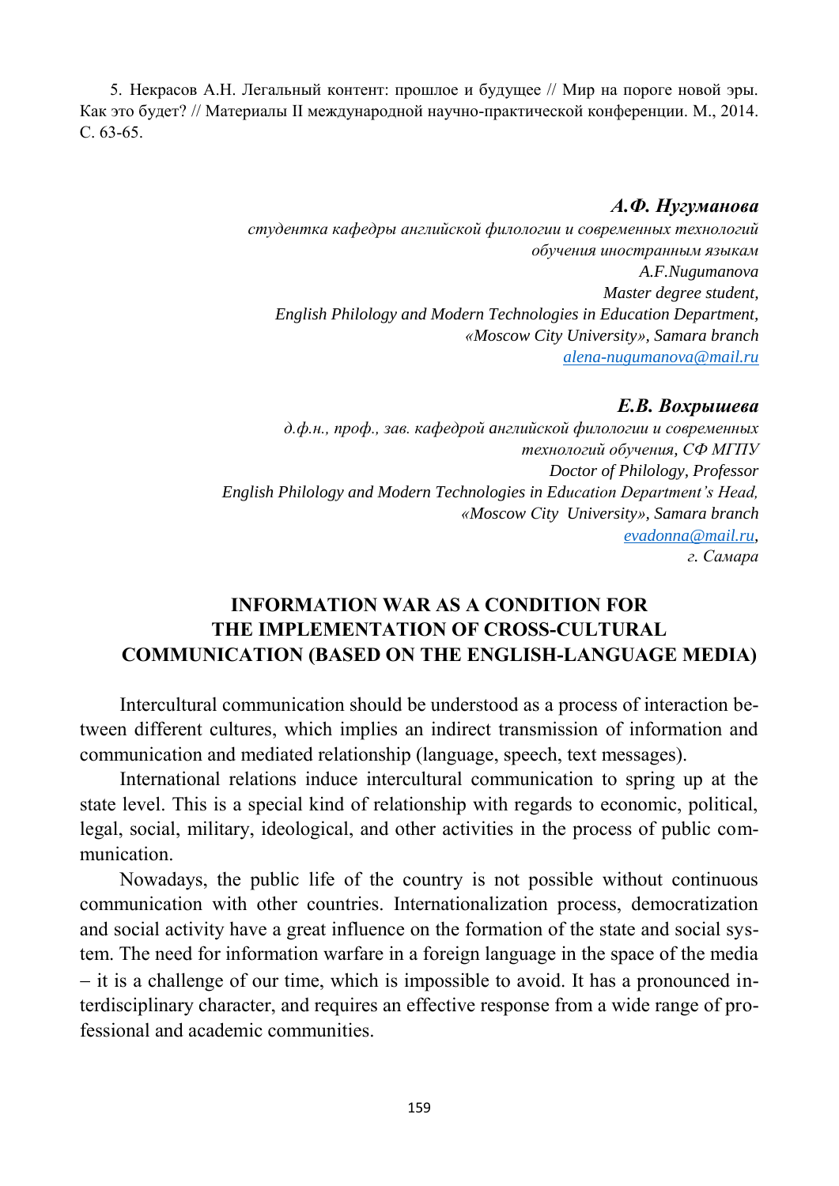5. Некрасов А.Н. Легальный контент: прошлое и будущее // Мир на пороге новой эры. Как это будет? // Материалы II международной научно-практической конференции. М., 2014. С. 63-65.

***А.Ф. Нугуманова***
*студентка кафедры английской филологии и современных технологий обучения иностранным языкам*
*A.F.Nugumanova*
*Master degree student,*
*English Philology and Modern Technologies in Education Department,*
*«Moscow City University», Samara branch*
*alena-nugumanova@mail.ru*

***Е.В. Вохрышева***
*д.ф.н., проф., зав. кафедрой английской филологии и современных технологий обучения, СФ МГПУ*
*Doctor of Philology, Professor*
*English Philology and Modern Technologies in Education Department's Head,*
*«Moscow City University», Samara branch*
*evadonna@mail.ru,*
*г. Самара*

## INFORMATION WAR AS A CONDITION FOR THE IMPLEMENTATION OF CROSS-CULTURAL COMMUNICATION (BASED ON THE ENGLISH-LANGUAGE MEDIA)

Intercultural communication should be understood as a process of interaction between different cultures, which implies an indirect transmission of information and communication and mediated relationship (language, speech, text messages).

International relations induce intercultural communication to spring up at the state level. This is a special kind of relationship with regards to economic, political, legal, social, military, ideological, and other activities in the process of public communication.

Nowadays, the public life of the country is not possible without continuous communication with other countries. Internationalization process, democratization and social activity have a great influence on the formation of the state and social system. The need for information warfare in a foreign language in the space of the media – it is a challenge of our time, which is impossible to avoid. It has a pronounced interdisciplinary character, and requires an effective response from a wide range of professional and academic communities.